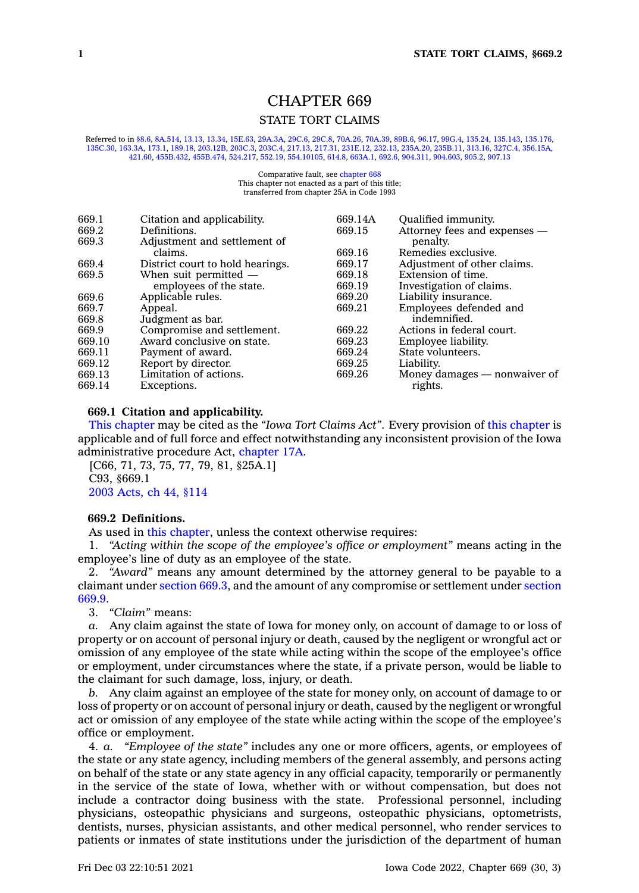# CHAPTER 669

## STATE TORT CLAIMS

Referred to in §8.6, 8A.514, 13.13, 13.34, 15E.63, 29A.3A, 29C.6, 29C.8, 70A.26, 70A.39, 89B.6, 96.17, 99G.4, 135.24, 135.143, 135.176, 135C.30, 163.3A, 173.1, 189.18, 203.12B, 203C.3, 203C.4, 217.13, 217.31, 231E.12, 232.13, 235A.20, 235B.11, 313.16, 327C.4, 356.15A, 421.60, 455B.432, 455B.474, 524.217, 552.19, 554.10105, 614.8, 663A.1, 692.6, 904.311, 904.603, 905.2, 907.13

Comparative fault, see chapter 668
This chapter not enacted as a part of this title;
transferred from chapter 25A in Code 1993

| | |
|---|---|
| 669.1 | Citation and applicability. |
| 669.2 | Definitions. |
| 669.3 | Adjustment and settlement of claims. |
| 669.4 | District court to hold hearings. |
| 669.5 | When suit permitted — employees of the state. |
| 669.6 | Applicable rules. |
| 669.7 | Appeal. |
| 669.8 | Judgment as bar. |
| 669.9 | Compromise and settlement. |
| 669.10 | Award conclusive on state. |
| 669.11 | Payment of award. |
| 669.12 | Report by director. |
| 669.13 | Limitation of actions. |
| 669.14 | Exceptions. |
| 669.14A | Qualified immunity. |
| 669.15 | Attorney fees and expenses — penalty. |
| 669.16 | Remedies exclusive. |
| 669.17 | Adjustment of other claims. |
| 669.18 | Extension of time. |
| 669.19 | Investigation of claims. |
| 669.20 | Liability insurance. |
| 669.21 | Employees defended and indemnified. |
| 669.22 | Actions in federal court. |
| 669.23 | Employee liability. |
| 669.24 | State volunteers. |
| 669.25 | Liability. |
| 669.26 | Money damages — nonwaiver of rights. |

**669.1 Citation and applicability.**

This chapter may be cited as the *"Iowa Tort Claims Act"*. Every provision of this chapter is applicable and of full force and effect notwithstanding any inconsistent provision of the Iowa administrative procedure Act, chapter 17A.

[C66, 71, 73, 75, 77, 79, 81, §25A.1]
C93, §669.1
2003 Acts, ch 44, §114

**669.2 Definitions.**

As used in this chapter, unless the context otherwise requires:

1. *"Acting within the scope of the employee's office or employment"* means acting in the employee's line of duty as an employee of the state.

2. *"Award"* means any amount determined by the attorney general to be payable to a claimant under section 669.3, and the amount of any compromise or settlement under section 669.9.

3. *"Claim"* means:

*a.* Any claim against the state of Iowa for money only, on account of damage to or loss of property or on account of personal injury or death, caused by the negligent or wrongful act or omission of any employee of the state while acting within the scope of the employee's office or employment, under circumstances where the state, if a private person, would be liable to the claimant for such damage, loss, injury, or death.

*b.* Any claim against an employee of the state for money only, on account of damage to or loss of property or on account of personal injury or death, caused by the negligent or wrongful act or omission of any employee of the state while acting within the scope of the employee's office or employment.

4. *a.* *"Employee of the state"* includes any one or more officers, agents, or employees of the state or any state agency, including members of the general assembly, and persons acting on behalf of the state or any state agency in any official capacity, temporarily or permanently in the service of the state of Iowa, whether with or without compensation, but does not include a contractor doing business with the state. Professional personnel, including physicians, osteopathic physicians and surgeons, osteopathic physicians, optometrists, dentists, nurses, physician assistants, and other medical personnel, who render services to patients or inmates of state institutions under the jurisdiction of the department of human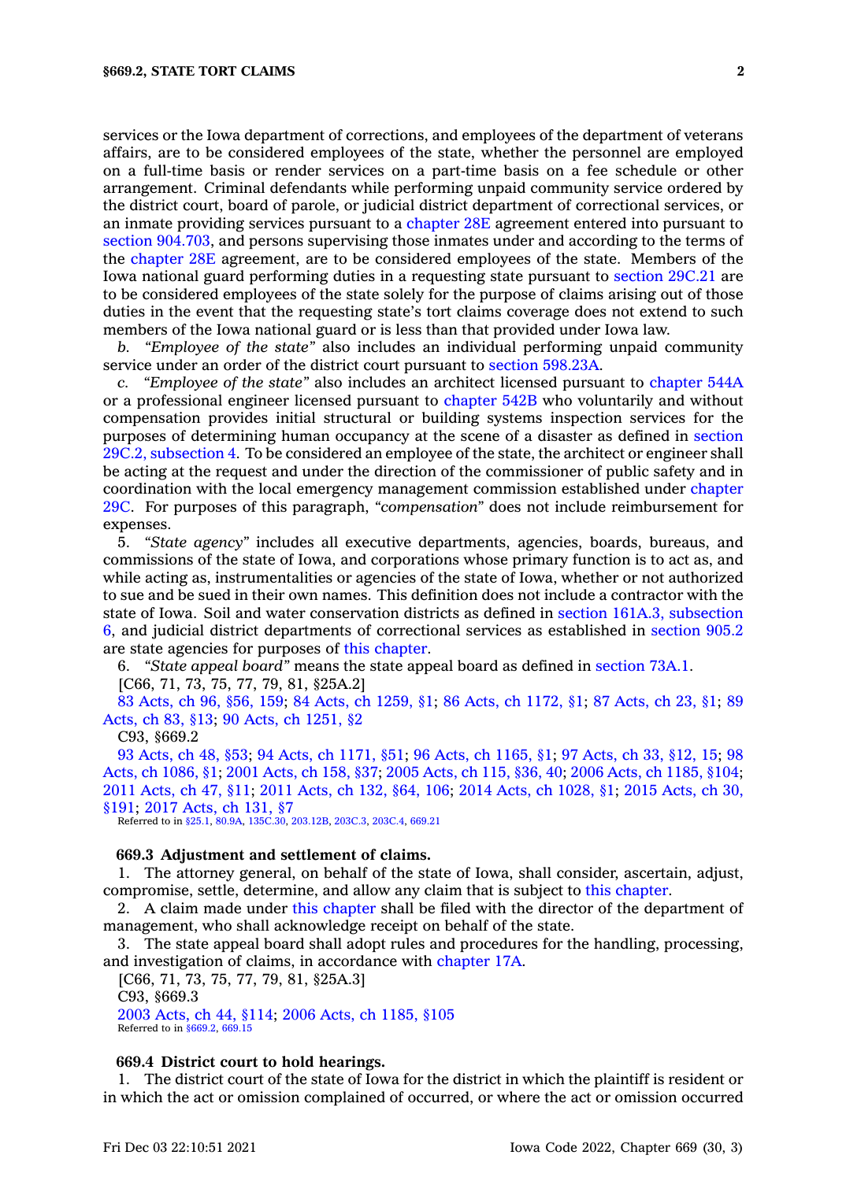services or the Iowa department of corrections, and employees of the department of veterans affairs, are to be considered employees of the state, whether the personnel are employed on a full-time basis or render services on a part-time basis on a fee schedule or other arrangement. Criminal defendants while performing unpaid community service ordered by the district court, board of parole, or judicial district department of correctional services, or an inmate providing services pursuant to a chapter 28E agreement entered into pursuant to section 904.703, and persons supervising those inmates under and according to the terms of the chapter 28E agreement, are to be considered employees of the state. Members of the Iowa national guard performing duties in a requesting state pursuant to section 29C.21 are to be considered employees of the state solely for the purpose of claims arising out of those duties in the event that the requesting state's tort claims coverage does not extend to such members of the Iowa national guard or is less than that provided under Iowa law.

*b.* *"Employee of the state"* also includes an individual performing unpaid community service under an order of the district court pursuant to section 598.23A.

*c.* *"Employee of the state"* also includes an architect licensed pursuant to chapter 544A or a professional engineer licensed pursuant to chapter 542B who voluntarily and without compensation provides initial structural or building systems inspection services for the purposes of determining human occupancy at the scene of a disaster as defined in section 29C.2, subsection 4. To be considered an employee of the state, the architect or engineer shall be acting at the request and under the direction of the commissioner of public safety and in coordination with the local emergency management commission established under chapter 29C. For purposes of this paragraph, *"compensation"* does not include reimbursement for expenses.

5. *"State agency"* includes all executive departments, agencies, boards, bureaus, and commissions of the state of Iowa, and corporations whose primary function is to act as, and while acting as, instrumentalities or agencies of the state of Iowa, whether or not authorized to sue and be sued in their own names. This definition does not include a contractor with the state of Iowa. Soil and water conservation districts as defined in section 161A.3, subsection 6, and judicial district departments of correctional services as established in section 905.2 are state agencies for purposes of this chapter.

6. *"State appeal board"* means the state appeal board as defined in section 73A.1.

[C66, 71, 73, 75, 77, 79, 81, §25A.2]

83 Acts, ch 96, §56, 159; 84 Acts, ch 1259, §1; 86 Acts, ch 1172, §1; 87 Acts, ch 23, §1; 89 Acts, ch 83, §13; 90 Acts, ch 1251, §2

C93, §669.2

93 Acts, ch 48, §53; 94 Acts, ch 1171, §51; 96 Acts, ch 1165, §1; 97 Acts, ch 33, §12, 15; 98 Acts, ch 1086, §1; 2001 Acts, ch 158, §37; 2005 Acts, ch 115, §36, 40; 2006 Acts, ch 1185, §104; 2011 Acts, ch 47, §11; 2011 Acts, ch 132, §64, 106; 2014 Acts, ch 1028, §1; 2015 Acts, ch 30, §191; 2017 Acts, ch 131, §7

Referred to in §25.1, 80.9A, 135C.30, 203.12B, 203C.3, 203C.4, 669.21

### 669.3 Adjustment and settlement of claims.

1. The attorney general, on behalf of the state of Iowa, shall consider, ascertain, adjust, compromise, settle, determine, and allow any claim that is subject to this chapter.

2. A claim made under this chapter shall be filed with the director of the department of management, who shall acknowledge receipt on behalf of the state.

3. The state appeal board shall adopt rules and procedures for the handling, processing, and investigation of claims, in accordance with chapter 17A.

[C66, 71, 73, 75, 77, 79, 81, §25A.3]

C93, §669.3

2003 Acts, ch 44, §114; 2006 Acts, ch 1185, §105

Referred to in §669.2, 669.15

### 669.4 District court to hold hearings.

1. The district court of the state of Iowa for the district in which the plaintiff is resident or in which the act or omission complained of occurred, or where the act or omission occurred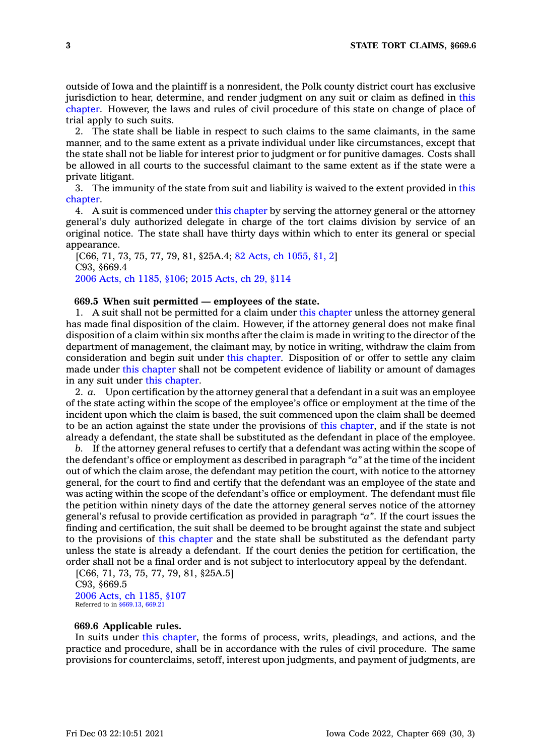outside of Iowa and the plaintiff is a nonresident, the Polk county district court has exclusive jurisdiction to hear, determine, and render judgment on any suit or claim as defined in this chapter. However, the laws and rules of civil procedure of this state on change of place of trial apply to such suits.

2. The state shall be liable in respect to such claims to the same claimants, in the same manner, and to the same extent as a private individual under like circumstances, except that the state shall not be liable for interest prior to judgment or for punitive damages. Costs shall be allowed in all courts to the successful claimant to the same extent as if the state were a private litigant.

3. The immunity of the state from suit and liability is waived to the extent provided in this chapter.

4. A suit is commenced under this chapter by serving the attorney general or the attorney general's duly authorized delegate in charge of the tort claims division by service of an original notice. The state shall have thirty days within which to enter its general or special appearance.

[C66, 71, 73, 75, 77, 79, 81, §25A.4; 82 Acts, ch 1055, §1, 2]
C93, §669.4
2006 Acts, ch 1185, §106; 2015 Acts, ch 29, §114

**669.5 When suit permitted — employees of the state.**

1. A suit shall not be permitted for a claim under this chapter unless the attorney general has made final disposition of the claim. However, if the attorney general does not make final disposition of a claim within six months after the claim is made in writing to the director of the department of management, the claimant may, by notice in writing, withdraw the claim from consideration and begin suit under this chapter. Disposition of or offer to settle any claim made under this chapter shall not be competent evidence of liability or amount of damages in any suit under this chapter.

2. *a.* Upon certification by the attorney general that a defendant in a suit was an employee of the state acting within the scope of the employee's office or employment at the time of the incident upon which the claim is based, the suit commenced upon the claim shall be deemed to be an action against the state under the provisions of this chapter, and if the state is not already a defendant, the state shall be substituted as the defendant in place of the employee.

*b.* If the attorney general refuses to certify that a defendant was acting within the scope of the defendant's office or employment as described in paragraph *"a"* at the time of the incident out of which the claim arose, the defendant may petition the court, with notice to the attorney general, for the court to find and certify that the defendant was an employee of the state and was acting within the scope of the defendant's office or employment. The defendant must file the petition within ninety days of the date the attorney general serves notice of the attorney general's refusal to provide certification as provided in paragraph *"a"*. If the court issues the finding and certification, the suit shall be deemed to be brought against the state and subject to the provisions of this chapter and the state shall be substituted as the defendant party unless the state is already a defendant. If the court denies the petition for certification, the order shall not be a final order and is not subject to interlocutory appeal by the defendant.

[C66, 71, 73, 75, 77, 79, 81, §25A.5]
C93, §669.5
2006 Acts, ch 1185, §107
Referred to in §669.13, 669.21

**669.6 Applicable rules.**

In suits under this chapter, the forms of process, writs, pleadings, and actions, and the practice and procedure, shall be in accordance with the rules of civil procedure. The same provisions for counterclaims, setoff, interest upon judgments, and payment of judgments, are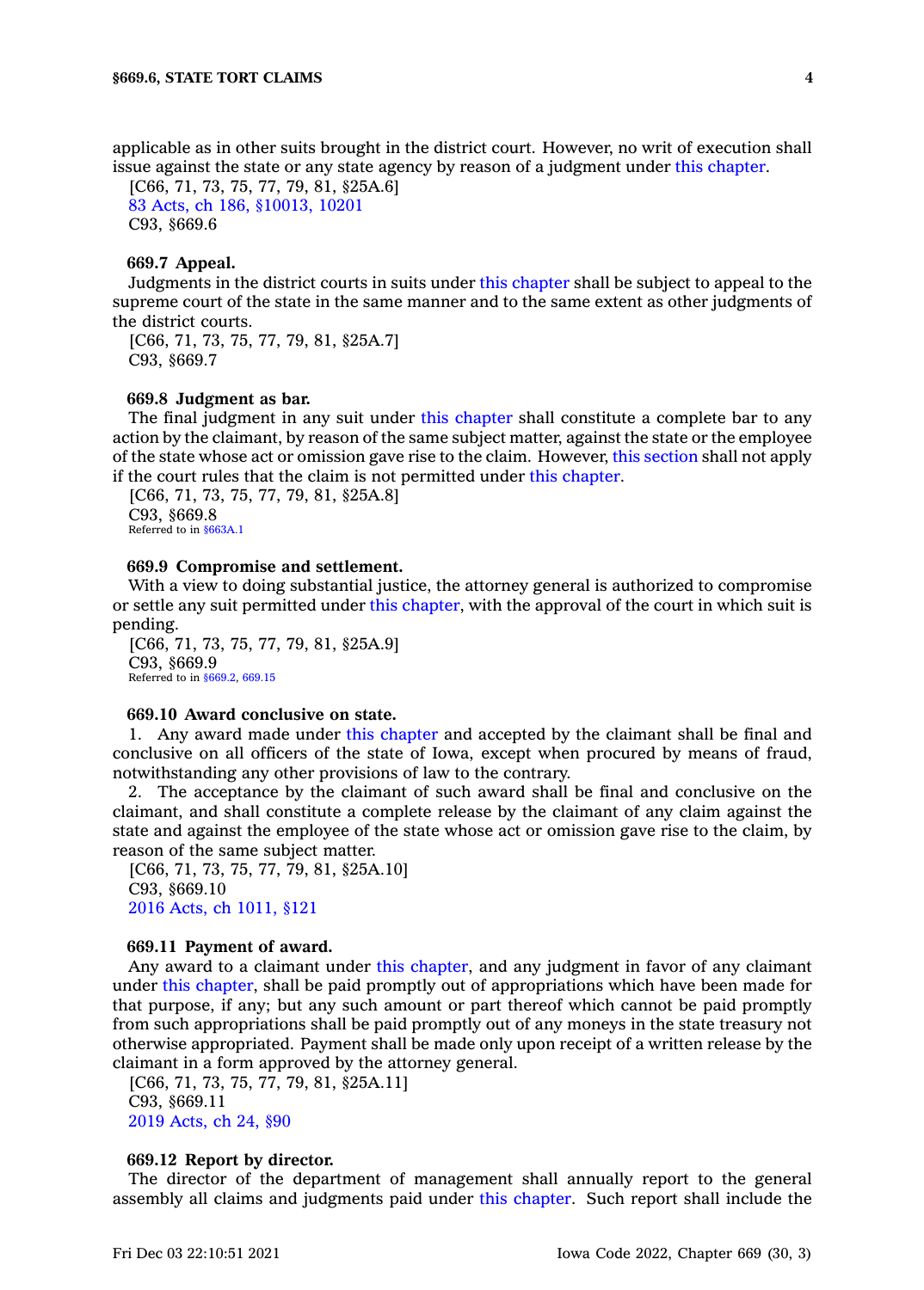applicable as in other suits brought in the district court. However, no writ of execution shall issue against the state or any state agency by reason of a judgment under this chapter.

[C66, 71, 73, 75, 77, 79, 81, §25A.6]
83 Acts, ch 186, §10013, 10201
C93, §669.6

**669.7 Appeal.**

Judgments in the district courts in suits under this chapter shall be subject to appeal to the supreme court of the state in the same manner and to the same extent as other judgments of the district courts.

[C66, 71, 73, 75, 77, 79, 81, §25A.7]
C93, §669.7

**669.8 Judgment as bar.**

The final judgment in any suit under this chapter shall constitute a complete bar to any action by the claimant, by reason of the same subject matter, against the state or the employee of the state whose act or omission gave rise to the claim. However, this section shall not apply if the court rules that the claim is not permitted under this chapter.

[C66, 71, 73, 75, 77, 79, 81, §25A.8]
C93, §669.8
Referred to in §663A.1

**669.9 Compromise and settlement.**

With a view to doing substantial justice, the attorney general is authorized to compromise or settle any suit permitted under this chapter, with the approval of the court in which suit is pending.

[C66, 71, 73, 75, 77, 79, 81, §25A.9]
C93, §669.9
Referred to in §669.2, 669.15

**669.10 Award conclusive on state.**

1. Any award made under this chapter and accepted by the claimant shall be final and conclusive on all officers of the state of Iowa, except when procured by means of fraud, notwithstanding any other provisions of law to the contrary.

2. The acceptance by the claimant of such award shall be final and conclusive on the claimant, and shall constitute a complete release by the claimant of any claim against the state and against the employee of the state whose act or omission gave rise to the claim, by reason of the same subject matter.

[C66, 71, 73, 75, 77, 79, 81, §25A.10]
C93, §669.10
2016 Acts, ch 1011, §121

**669.11 Payment of award.**

Any award to a claimant under this chapter, and any judgment in favor of any claimant under this chapter, shall be paid promptly out of appropriations which have been made for that purpose, if any; but any such amount or part thereof which cannot be paid promptly from such appropriations shall be paid promptly out of any moneys in the state treasury not otherwise appropriated. Payment shall be made only upon receipt of a written release by the claimant in a form approved by the attorney general.

[C66, 71, 73, 75, 77, 79, 81, §25A.11]
C93, §669.11
2019 Acts, ch 24, §90

**669.12 Report by director.**

The director of the department of management shall annually report to the general assembly all claims and judgments paid under this chapter. Such report shall include the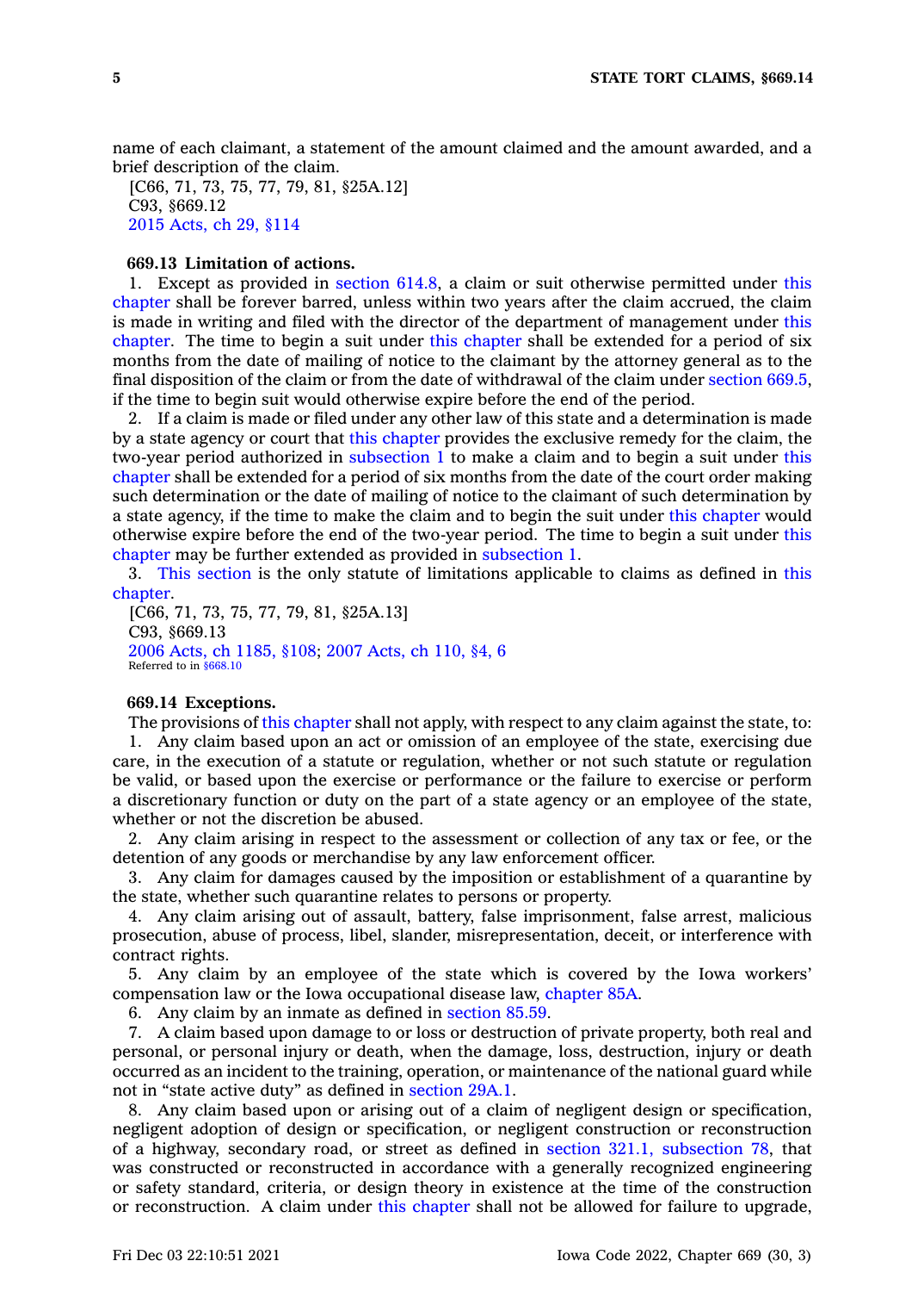name of each claimant, a statement of the amount claimed and the amount awarded, and a brief description of the claim.

[C66, 71, 73, 75, 77, 79, 81, §25A.12]
C93, §669.12
2015 Acts, ch 29, §114

**669.13 Limitation of actions.**

1. Except as provided in section 614.8, a claim or suit otherwise permitted under this chapter shall be forever barred, unless within two years after the claim accrued, the claim is made in writing and filed with the director of the department of management under this chapter. The time to begin a suit under this chapter shall be extended for a period of six months from the date of mailing of notice to the claimant by the attorney general as to the final disposition of the claim or from the date of withdrawal of the claim under section 669.5, if the time to begin suit would otherwise expire before the end of the period.

2. If a claim is made or filed under any other law of this state and a determination is made by a state agency or court that this chapter provides the exclusive remedy for the claim, the two-year period authorized in subsection 1 to make a claim and to begin a suit under this chapter shall be extended for a period of six months from the date of the court order making such determination or the date of mailing of notice to the claimant of such determination by a state agency, if the time to make the claim and to begin the suit under this chapter would otherwise expire before the end of the two-year period. The time to begin a suit under this chapter may be further extended as provided in subsection 1.

3. This section is the only statute of limitations applicable to claims as defined in this chapter.

[C66, 71, 73, 75, 77, 79, 81, §25A.13]
C93, §669.13
2006 Acts, ch 1185, §108; 2007 Acts, ch 110, §4, 6
Referred to in §668.10

**669.14 Exceptions.**

The provisions of this chapter shall not apply, with respect to any claim against the state, to:

1. Any claim based upon an act or omission of an employee of the state, exercising due care, in the execution of a statute or regulation, whether or not such statute or regulation be valid, or based upon the exercise or performance or the failure to exercise or perform a discretionary function or duty on the part of a state agency or an employee of the state, whether or not the discretion be abused.

2. Any claim arising in respect to the assessment or collection of any tax or fee, or the detention of any goods or merchandise by any law enforcement officer.

3. Any claim for damages caused by the imposition or establishment of a quarantine by the state, whether such quarantine relates to persons or property.

4. Any claim arising out of assault, battery, false imprisonment, false arrest, malicious prosecution, abuse of process, libel, slander, misrepresentation, deceit, or interference with contract rights.

5. Any claim by an employee of the state which is covered by the Iowa workers' compensation law or the Iowa occupational disease law, chapter 85A.

6. Any claim by an inmate as defined in section 85.59.

7. A claim based upon damage to or loss or destruction of private property, both real and personal, or personal injury or death, when the damage, loss, destruction, injury or death occurred as an incident to the training, operation, or maintenance of the national guard while not in "state active duty" as defined in section 29A.1.

8. Any claim based upon or arising out of a claim of negligent design or specification, negligent adoption of design or specification, or negligent construction or reconstruction of a highway, secondary road, or street as defined in section 321.1, subsection 78, that was constructed or reconstructed in accordance with a generally recognized engineering or safety standard, criteria, or design theory in existence at the time of the construction or reconstruction. A claim under this chapter shall not be allowed for failure to upgrade,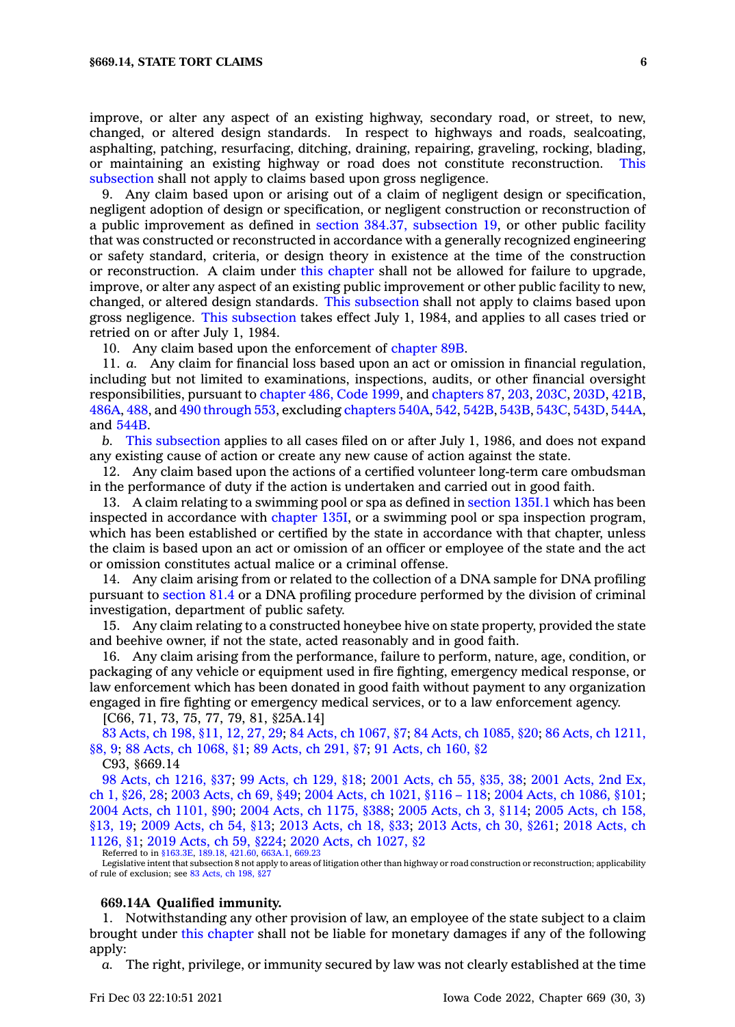improve, or alter any aspect of an existing highway, secondary road, or street, to new, changed, or altered design standards. In respect to highways and roads, sealcoating, asphalting, patching, resurfacing, ditching, draining, repairing, graveling, rocking, blading, or maintaining an existing highway or road does not constitute reconstruction. This subsection shall not apply to claims based upon gross negligence.

9. Any claim based upon or arising out of a claim of negligent design or specification, negligent adoption of design or specification, or negligent construction or reconstruction of a public improvement as defined in section 384.37, subsection 19, or other public facility that was constructed or reconstructed in accordance with a generally recognized engineering or safety standard, criteria, or design theory in existence at the time of the construction or reconstruction. A claim under this chapter shall not be allowed for failure to upgrade, improve, or alter any aspect of an existing public improvement or other public facility to new, changed, or altered design standards. This subsection shall not apply to claims based upon gross negligence. This subsection takes effect July 1, 1984, and applies to all cases tried or retried on or after July 1, 1984.

10. Any claim based upon the enforcement of chapter 89B.

11. *a.* Any claim for financial loss based upon an act or omission in financial regulation, including but not limited to examinations, inspections, audits, or other financial oversight responsibilities, pursuant to chapter 486, Code 1999, and chapters 87, 203, 203C, 203D, 421B, 486A, 488, and 490 through 553, excluding chapters 540A, 542, 542B, 543B, 543C, 543D, 544A, and 544B.

*b.* This subsection applies to all cases filed on or after July 1, 1986, and does not expand any existing cause of action or create any new cause of action against the state.

12. Any claim based upon the actions of a certified volunteer long-term care ombudsman in the performance of duty if the action is undertaken and carried out in good faith.

13. A claim relating to a swimming pool or spa as defined in section 135I.1 which has been inspected in accordance with chapter 135I, or a swimming pool or spa inspection program, which has been established or certified by the state in accordance with that chapter, unless the claim is based upon an act or omission of an officer or employee of the state and the act or omission constitutes actual malice or a criminal offense.

14. Any claim arising from or related to the collection of a DNA sample for DNA profiling pursuant to section 81.4 or a DNA profiling procedure performed by the division of criminal investigation, department of public safety.

15. Any claim relating to a constructed honeybee hive on state property, provided the state and beehive owner, if not the state, acted reasonably and in good faith.

16. Any claim arising from the performance, failure to perform, nature, age, condition, or packaging of any vehicle or equipment used in fire fighting, emergency medical response, or law enforcement which has been donated in good faith without payment to any organization engaged in fire fighting or emergency medical services, or to a law enforcement agency.

[C66, 71, 73, 75, 77, 79, 81, §25A.14]

83 Acts, ch 198, §11, 12, 27, 29; 84 Acts, ch 1067, §7; 84 Acts, ch 1085, §20; 86 Acts, ch 1211, §8, 9; 88 Acts, ch 1068, §1; 89 Acts, ch 291, §7; 91 Acts, ch 160, §2

C93, §669.14

98 Acts, ch 1216, §37; 99 Acts, ch 129, §18; 2001 Acts, ch 55, §35, 38; 2001 Acts, 2nd Ex, ch 1, §26, 28; 2003 Acts, ch 69, §49; 2004 Acts, ch 1021, §116 – 118; 2004 Acts, ch 1086, §101; 2004 Acts, ch 1101, §90; 2004 Acts, ch 1175, §388; 2005 Acts, ch 3, §114; 2005 Acts, ch 158, §13, 19; 2009 Acts, ch 54, §13; 2013 Acts, ch 18, §33; 2013 Acts, ch 30, §261; 2018 Acts, ch 1126, §1; 2019 Acts, ch 59, §224; 2020 Acts, ch 1027, §2

Referred to in §163.3E, 189.18, 421.60, 663A.1, 669.23

Legislative intent that subsection 8 not apply to areas of litigation other than highway or road construction or reconstruction; applicability of rule of exclusion; see 83 Acts, ch 198, §27

**669.14A Qualified immunity.**

1. Notwithstanding any other provision of law, an employee of the state subject to a claim brought under this chapter shall not be liable for monetary damages if any of the following apply:

*a.* The right, privilege, or immunity secured by law was not clearly established at the time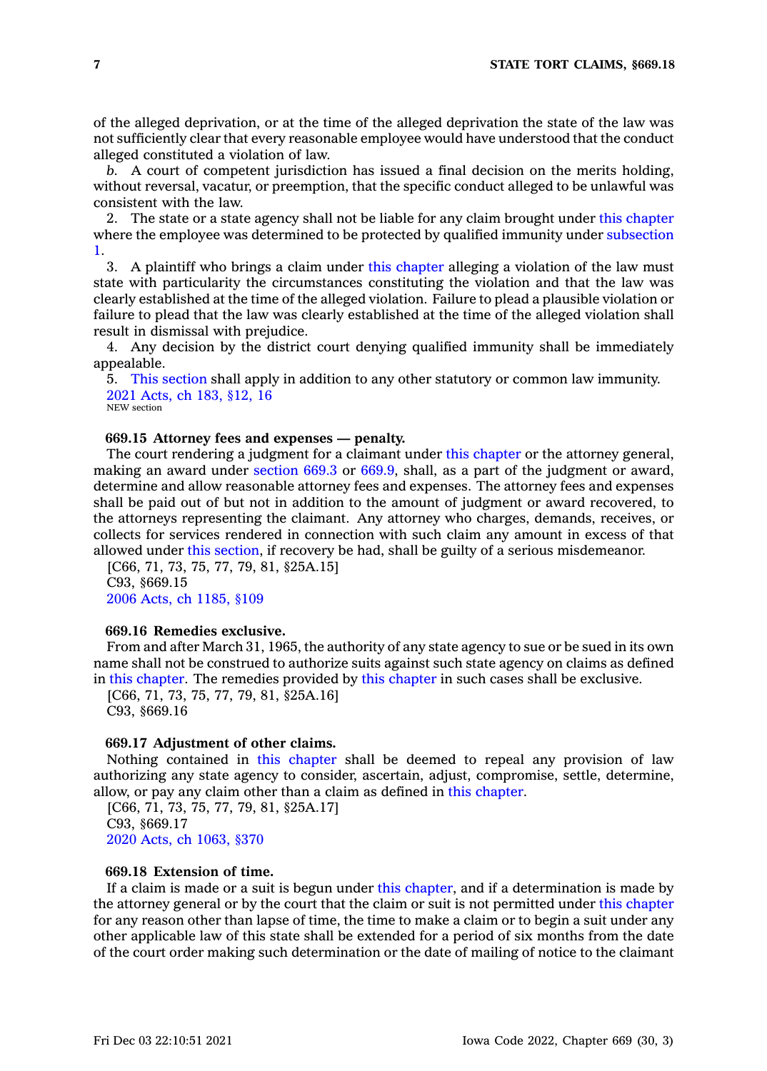of the alleged deprivation, or at the time of the alleged deprivation the state of the law was not sufficiently clear that every reasonable employee would have understood that the conduct alleged constituted a violation of law.

*b.* A court of competent jurisdiction has issued a final decision on the merits holding, without reversal, vacatur, or preemption, that the specific conduct alleged to be unlawful was consistent with the law.

2. The state or a state agency shall not be liable for any claim brought under this chapter where the employee was determined to be protected by qualified immunity under subsection 1.

3. A plaintiff who brings a claim under this chapter alleging a violation of the law must state with particularity the circumstances constituting the violation and that the law was clearly established at the time of the alleged violation. Failure to plead a plausible violation or failure to plead that the law was clearly established at the time of the alleged violation shall result in dismissal with prejudice.

4. Any decision by the district court denying qualified immunity shall be immediately appealable.

5. This section shall apply in addition to any other statutory or common law immunity.

2021 Acts, ch 183, §12, 16
NEW section

**669.15 Attorney fees and expenses — penalty.**

The court rendering a judgment for a claimant under this chapter or the attorney general, making an award under section 669.3 or 669.9, shall, as a part of the judgment or award, determine and allow reasonable attorney fees and expenses. The attorney fees and expenses shall be paid out of but not in addition to the amount of judgment or award recovered, to the attorneys representing the claimant. Any attorney who charges, demands, receives, or collects for services rendered in connection with such claim any amount in excess of that allowed under this section, if recovery be had, shall be guilty of a serious misdemeanor.

[C66, 71, 73, 75, 77, 79, 81, §25A.15]
C93, §669.15
2006 Acts, ch 1185, §109

**669.16 Remedies exclusive.**

From and after March 31, 1965, the authority of any state agency to sue or be sued in its own name shall not be construed to authorize suits against such state agency on claims as defined in this chapter. The remedies provided by this chapter in such cases shall be exclusive.

[C66, 71, 73, 75, 77, 79, 81, §25A.16]
C93, §669.16

**669.17 Adjustment of other claims.**

Nothing contained in this chapter shall be deemed to repeal any provision of law authorizing any state agency to consider, ascertain, adjust, compromise, settle, determine, allow, or pay any claim other than a claim as defined in this chapter.

[C66, 71, 73, 75, 77, 79, 81, §25A.17]
C93, §669.17
2020 Acts, ch 1063, §370

**669.18 Extension of time.**

If a claim is made or a suit is begun under this chapter, and if a determination is made by the attorney general or by the court that the claim or suit is not permitted under this chapter for any reason other than lapse of time, the time to make a claim or to begin a suit under any other applicable law of this state shall be extended for a period of six months from the date of the court order making such determination or the date of mailing of notice to the claimant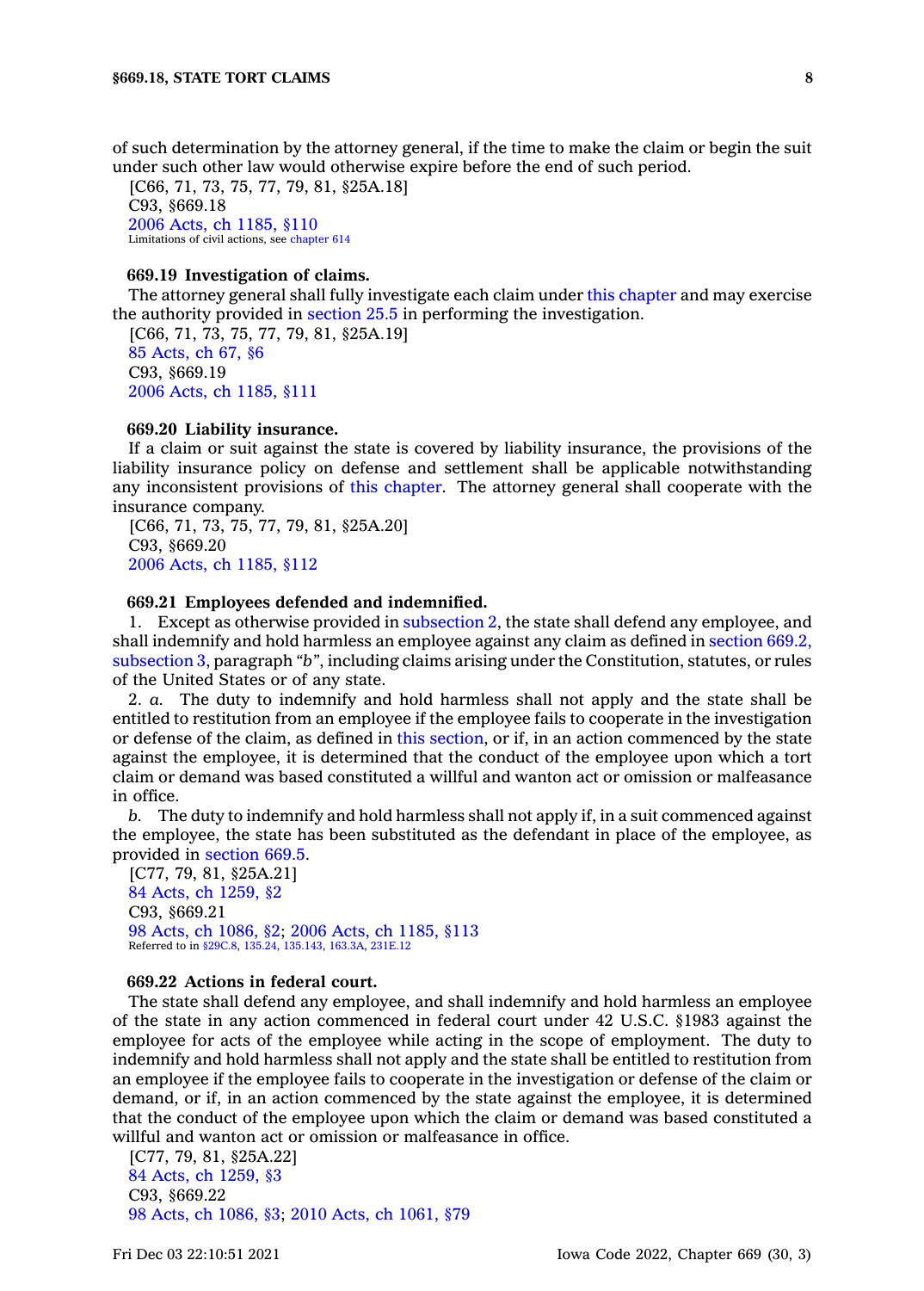of such determination by the attorney general, if the time to make the claim or begin the suit under such other law would otherwise expire before the end of such period.

[C66, 71, 73, 75, 77, 79, 81, §25A.18]
C93, §669.18
2006 Acts, ch 1185, §110
Limitations of civil actions, see chapter 614

**669.19 Investigation of claims.**

The attorney general shall fully investigate each claim under this chapter and may exercise the authority provided in section 25.5 in performing the investigation.

[C66, 71, 73, 75, 77, 79, 81, §25A.19]
85 Acts, ch 67, §6
C93, §669.19
2006 Acts, ch 1185, §111

**669.20 Liability insurance.**

If a claim or suit against the state is covered by liability insurance, the provisions of the liability insurance policy on defense and settlement shall be applicable notwithstanding any inconsistent provisions of this chapter. The attorney general shall cooperate with the insurance company.

[C66, 71, 73, 75, 77, 79, 81, §25A.20]
C93, §669.20
2006 Acts, ch 1185, §112

**669.21 Employees defended and indemnified.**

1. Except as otherwise provided in subsection 2, the state shall defend any employee, and shall indemnify and hold harmless an employee against any claim as defined in section 669.2, subsection 3, paragraph "*b*", including claims arising under the Constitution, statutes, or rules of the United States or of any state.

2. *a.* The duty to indemnify and hold harmless shall not apply and the state shall be entitled to restitution from an employee if the employee fails to cooperate in the investigation or defense of the claim, as defined in this section, or if, in an action commenced by the state against the employee, it is determined that the conduct of the employee upon which a tort claim or demand was based constituted a willful and wanton act or omission or malfeasance in office.

*b.* The duty to indemnify and hold harmless shall not apply if, in a suit commenced against the employee, the state has been substituted as the defendant in place of the employee, as provided in section 669.5.

[C77, 79, 81, §25A.21]
84 Acts, ch 1259, §2
C93, §669.21
98 Acts, ch 1086, §2; 2006 Acts, ch 1185, §113
Referred to in §29C.8, 135.24, 135.143, 163.3A, 231E.12

**669.22 Actions in federal court.**

The state shall defend any employee, and shall indemnify and hold harmless an employee of the state in any action commenced in federal court under 42 U.S.C. §1983 against the employee for acts of the employee while acting in the scope of employment. The duty to indemnify and hold harmless shall not apply and the state shall be entitled to restitution from an employee if the employee fails to cooperate in the investigation or defense of the claim or demand, or if, in an action commenced by the state against the employee, it is determined that the conduct of the employee upon which the claim or demand was based constituted a willful and wanton act or omission or malfeasance in office.

[C77, 79, 81, §25A.22]
84 Acts, ch 1259, §3
C93, §669.22
98 Acts, ch 1086, §3; 2010 Acts, ch 1061, §79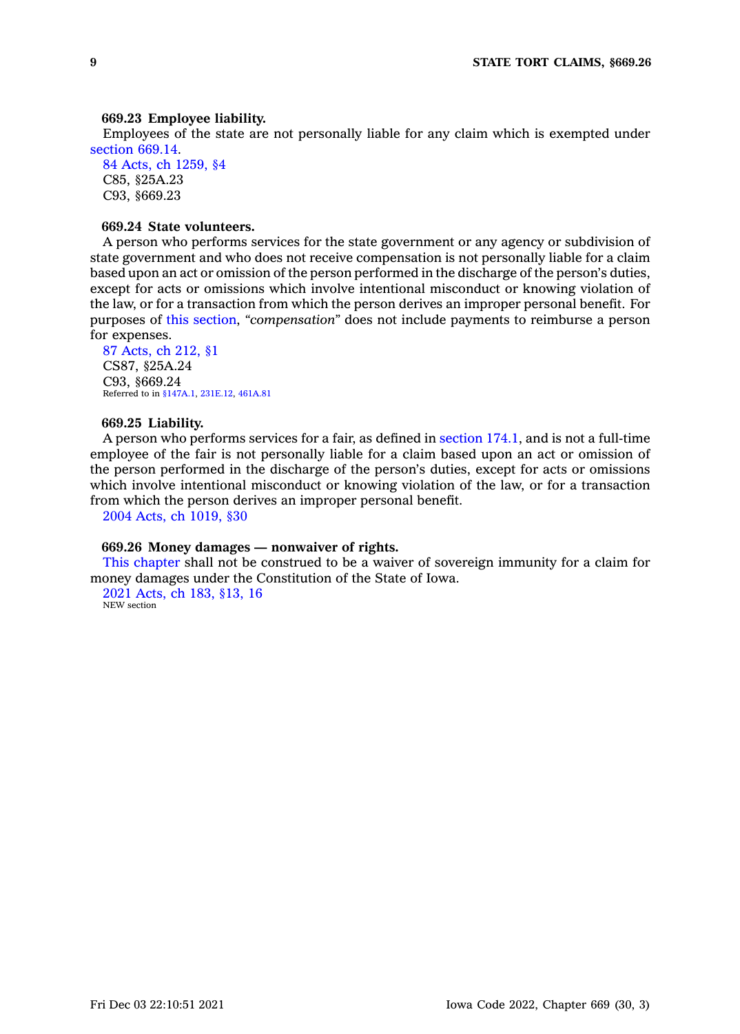**669.23 Employee liability.**
Employees of the state are not personally liable for any claim which is exempted under section 669.14.
84 Acts, ch 1259, §4
C85, §25A.23
C93, §669.23

**669.24 State volunteers.**
A person who performs services for the state government or any agency or subdivision of state government and who does not receive compensation is not personally liable for a claim based upon an act or omission of the person performed in the discharge of the person's duties, except for acts or omissions which involve intentional misconduct or knowing violation of the law, or for a transaction from which the person derives an improper personal benefit. For purposes of this section, *"compensation"* does not include payments to reimburse a person for expenses.
87 Acts, ch 212, §1
CS87, §25A.24
C93, §669.24
Referred to in §147A.1, 231E.12, 461A.81

**669.25 Liability.**
A person who performs services for a fair, as defined in section 174.1, and is not a full-time employee of the fair is not personally liable for a claim based upon an act or omission of the person performed in the discharge of the person's duties, except for acts or omissions which involve intentional misconduct or knowing violation of the law, or for a transaction from which the person derives an improper personal benefit.
2004 Acts, ch 1019, §30

**669.26 Money damages — nonwaiver of rights.**
This chapter shall not be construed to be a waiver of sovereign immunity for a claim for money damages under the Constitution of the State of Iowa.
2021 Acts, ch 183, §13, 16
NEW section